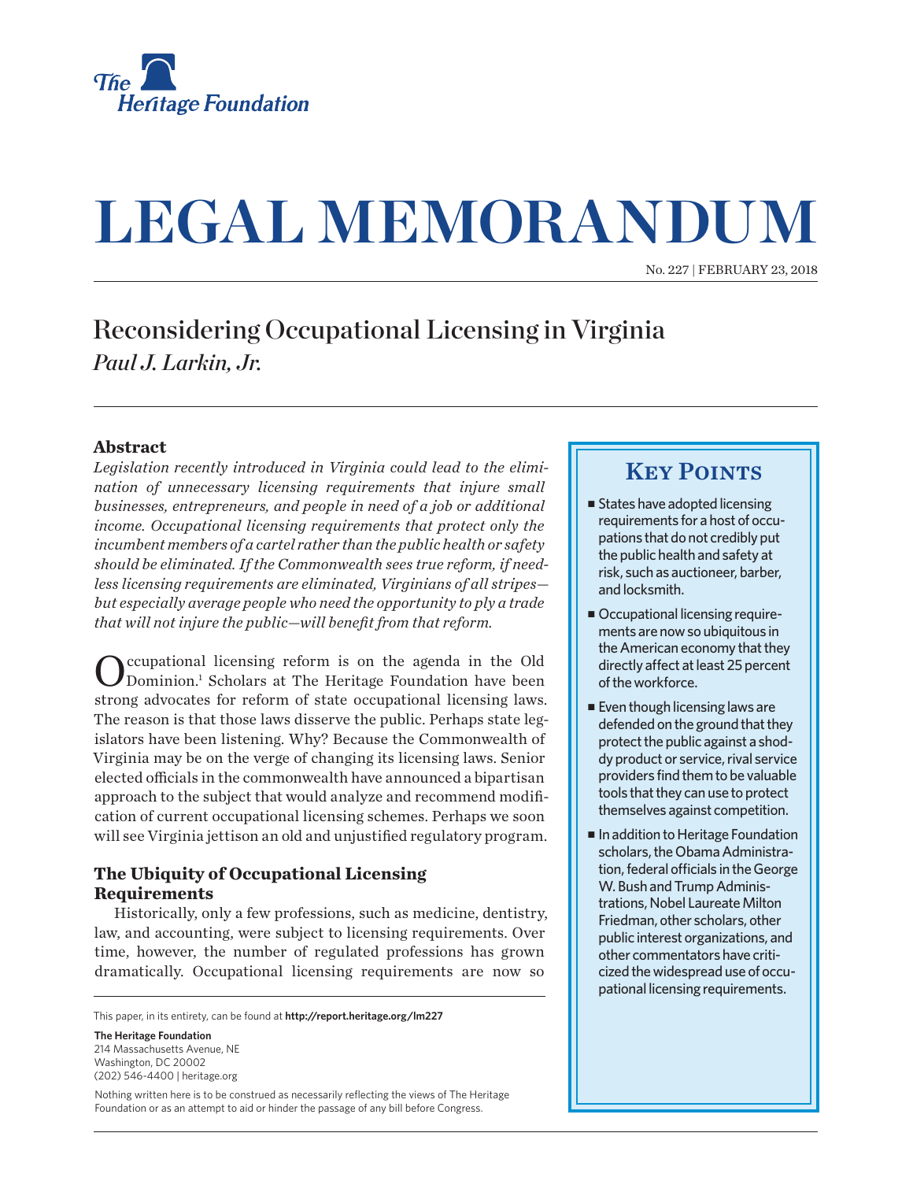The Heritage Foundation

# LEGAL MEMORANDUM

No. 227 | FEBRUARY 23, 2018

## Reconsidering Occupational Licensing in Virginia

*Paul J. Larkin, Jr.*

### Abstract

*Legislation recently introduced in Virginia could lead to the elimination of unnecessary licensing requirements that injure small businesses, entrepreneurs, and people in need of a job or additional income. Occupational licensing requirements that protect only the incumbent members of a cartel rather than the public health or safety should be eliminated. If the Commonwealth sees true reform, if needless licensing requirements are eliminated, Virginians of all stripes—but especially average people who need the opportunity to ply a trade that will not injure the public—will benefit from that reform.*

### Key Points

- States have adopted licensing requirements for a host of occupations that do not credibly put the public health and safety at risk, such as auctioneer, barber, and locksmith.
- Occupational licensing requirements are now so ubiquitous in the American economy that they directly affect at least 25 percent of the workforce.
- Even though licensing laws are defended on the ground that they protect the public against a shoddy product or service, rival service providers find them to be valuable tools that they can use to protect themselves against competition.
- In addition to Heritage Foundation scholars, the Obama Administration, federal officials in the George W. Bush and Trump Administrations, Nobel Laureate Milton Friedman, other scholars, other public interest organizations, and other commentators have criticized the widespread use of occupational licensing requirements.

Occupational licensing reform is on the agenda in the Old Dominion.[1] Scholars at The Heritage Foundation have been strong advocates for reform of state occupational licensing laws. The reason is that those laws disserve the public. Perhaps state legislators have been listening. Why? Because the Commonwealth of Virginia may be on the verge of changing its licensing laws. Senior elected officials in the commonwealth have announced a bipartisan approach to the subject that would analyze and recommend modification of current occupational licensing schemes. Perhaps we soon will see Virginia jettison an old and unjustified regulatory program.

### The Ubiquity of Occupational Licensing Requirements

Historically, only a few professions, such as medicine, dentistry, law, and accounting, were subject to licensing requirements. Over time, however, the number of regulated professions has grown dramatically. Occupational licensing requirements are now so

This paper, in its entirety, can be found at **http://report.heritage.org/lm227**

**The Heritage Foundation**
214 Massachusetts Avenue, NE
Washington, DC 20002
(202) 546-4400 | heritage.org

Nothing written here is to be construed as necessarily reflecting the views of The Heritage Foundation or as an attempt to aid or hinder the passage of any bill before Congress.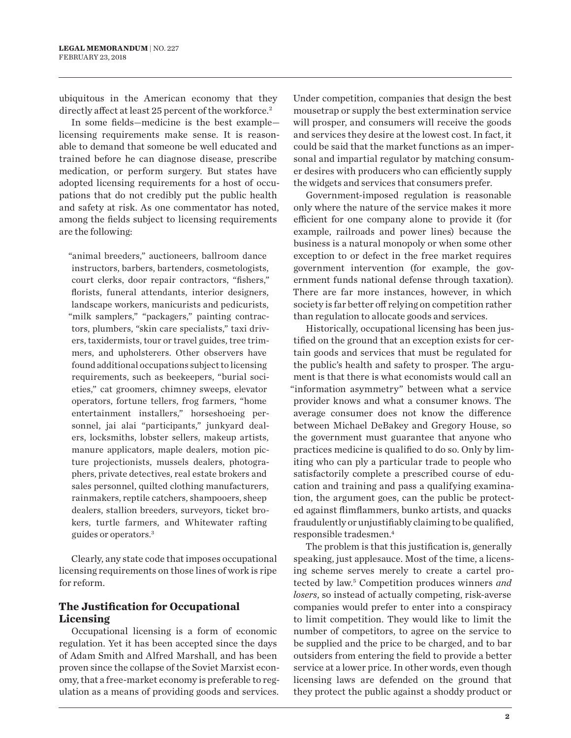ubiquitous in the American economy that they directly affect at least 25 percent of the workforce.[2]

In some fields—medicine is the best example—licensing requirements make sense. It is reasonable to demand that someone be well educated and trained before he can diagnose disease, prescribe medication, or perform surgery. But states have adopted licensing requirements for a host of occupations that do not credibly put the public health and safety at risk. As one commentator has noted, among the fields subject to licensing requirements are the following:

> "animal breeders," auctioneers, ballroom dance instructors, barbers, bartenders, cosmetologists, court clerks, door repair contractors, "fishers," florists, funeral attendants, interior designers, landscape workers, manicurists and pedicurists, "milk samplers," "packagers," painting contractors, plumbers, "skin care specialists," taxi drivers, taxidermists, tour or travel guides, tree trimmers, and upholsterers. Other observers have found additional occupations subject to licensing requirements, such as beekeepers, "burial societies," cat groomers, chimney sweeps, elevator operators, fortune tellers, frog farmers, "home entertainment installers," horseshoeing personnel, jai alai "participants," junkyard dealers, locksmiths, lobster sellers, makeup artists, manure applicators, maple dealers, motion picture projectionists, mussels dealers, photographers, private detectives, real estate brokers and sales personnel, quilted clothing manufacturers, rainmakers, reptile catchers, shampooers, sheep dealers, stallion breeders, surveyors, ticket brokers, turtle farmers, and Whitewater rafting guides or operators.[3]

Clearly, any state code that imposes occupational licensing requirements on those lines of work is ripe for reform.

## The Justification for Occupational Licensing

Occupational licensing is a form of economic regulation. Yet it has been accepted since the days of Adam Smith and Alfred Marshall, and has been proven since the collapse of the Soviet Marxist economy, that a free-market economy is preferable to regulation as a means of providing goods and services. Under competition, companies that design the best mousetrap or supply the best extermination service will prosper, and consumers will receive the goods and services they desire at the lowest cost. In fact, it could be said that the market functions as an impersonal and impartial regulator by matching consumer desires with producers who can efficiently supply the widgets and services that consumers prefer.

Government-imposed regulation is reasonable only where the nature of the service makes it more efficient for one company alone to provide it (for example, railroads and power lines) because the business is a natural monopoly or when some other exception to or defect in the free market requires government intervention (for example, the government funds national defense through taxation). There are far more instances, however, in which society is far better off relying on competition rather than regulation to allocate goods and services.

Historically, occupational licensing has been justified on the ground that an exception exists for certain goods and services that must be regulated for the public's health and safety to prosper. The argument is that there is what economists would call an "information asymmetry" between what a service provider knows and what a consumer knows. The average consumer does not know the difference between Michael DeBakey and Gregory House, so the government must guarantee that anyone who practices medicine is qualified to do so. Only by limiting who can ply a particular trade to people who satisfactorily complete a prescribed course of education and training and pass a qualifying examination, the argument goes, can the public be protected against flimflammers, bunko artists, and quacks fraudulently or unjustifiably claiming to be qualified, responsible tradesmen.[4]

The problem is that this justification is, generally speaking, just applesauce. Most of the time, a licensing scheme serves merely to create a cartel protected by law.[5] Competition produces winners *and losers*, so instead of actually competing, risk-averse companies would prefer to enter into a conspiracy to limit competition. They would like to limit the number of competitors, to agree on the service to be supplied and the price to be charged, and to bar outsiders from entering the field to provide a better service at a lower price. In other words, even though licensing laws are defended on the ground that they protect the public against a shoddy product or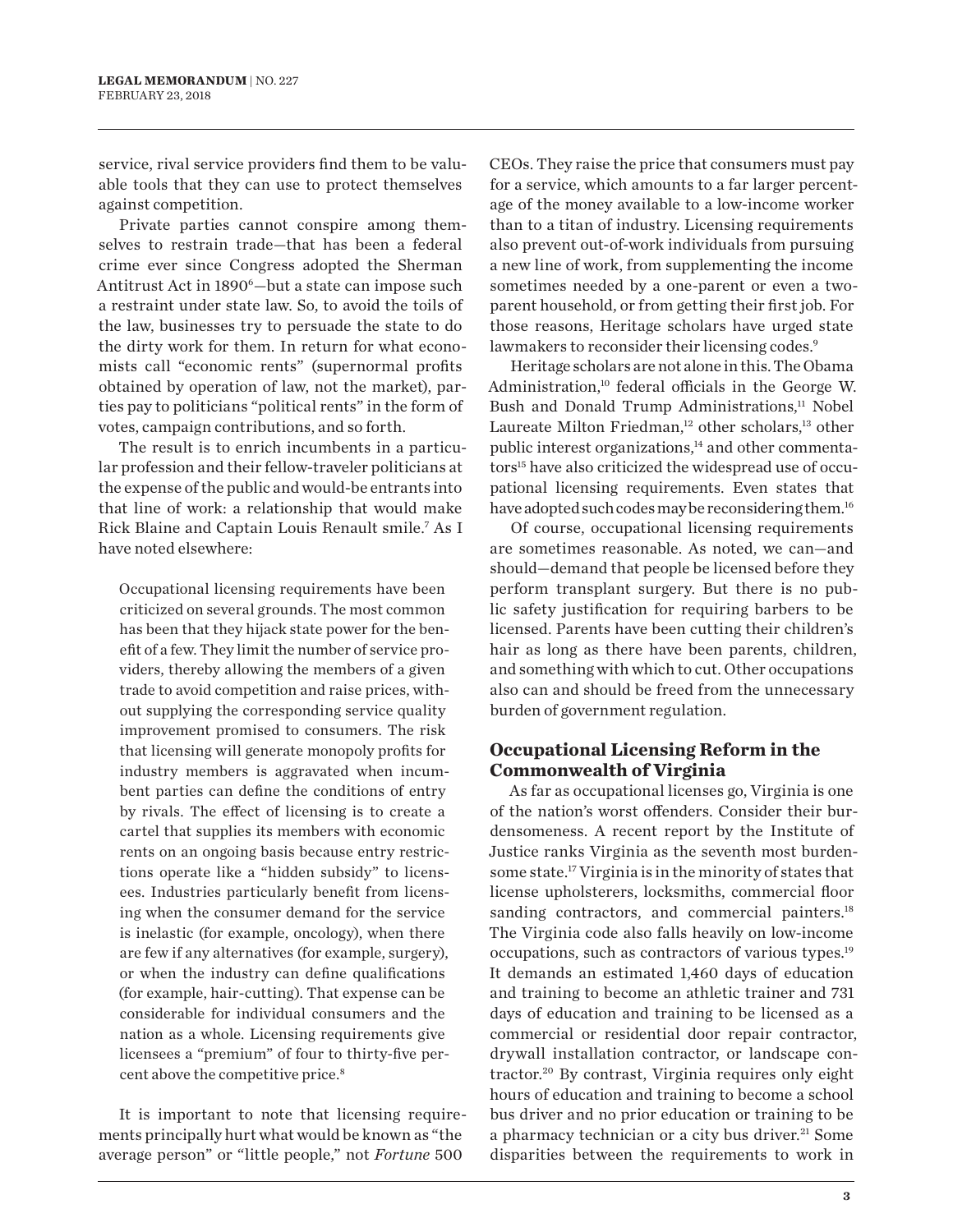service, rival service providers find them to be valuable tools that they can use to protect themselves against competition.

Private parties cannot conspire among themselves to restrain trade—that has been a federal crime ever since Congress adopted the Sherman Antitrust Act in 1890[6]—but a state can impose such a restraint under state law. So, to avoid the toils of the law, businesses try to persuade the state to do the dirty work for them. In return for what economists call "economic rents" (supernormal profits obtained by operation of law, not the market), parties pay to politicians "political rents" in the form of votes, campaign contributions, and so forth.

The result is to enrich incumbents in a particular profession and their fellow-traveler politicians at the expense of the public and would-be entrants into that line of work: a relationship that would make Rick Blaine and Captain Louis Renault smile.[7] As I have noted elsewhere:

> Occupational licensing requirements have been criticized on several grounds. The most common has been that they hijack state power for the benefit of a few. They limit the number of service providers, thereby allowing the members of a given trade to avoid competition and raise prices, without supplying the corresponding service quality improvement promised to consumers. The risk that licensing will generate monopoly profits for industry members is aggravated when incumbent parties can define the conditions of entry by rivals. The effect of licensing is to create a cartel that supplies its members with economic rents on an ongoing basis because entry restrictions operate like a "hidden subsidy" to licensees. Industries particularly benefit from licensing when the consumer demand for the service is inelastic (for example, oncology), when there are few if any alternatives (for example, surgery), or when the industry can define qualifications (for example, hair-cutting). That expense can be considerable for individual consumers and the nation as a whole. Licensing requirements give licensees a "premium" of four to thirty-five percent above the competitive price.[8]

It is important to note that licensing requirements principally hurt what would be known as "the average person" or "little people," not *Fortune* 500 CEOs. They raise the price that consumers must pay for a service, which amounts to a far larger percentage of the money available to a low-income worker than to a titan of industry. Licensing requirements also prevent out-of-work individuals from pursuing a new line of work, from supplementing the income sometimes needed by a one-parent or even a two-parent household, or from getting their first job. For those reasons, Heritage scholars have urged state lawmakers to reconsider their licensing codes.[9]

Heritage scholars are not alone in this. The Obama Administration,[10] federal officials in the George W. Bush and Donald Trump Administrations,[11] Nobel Laureate Milton Friedman,[12] other scholars,[13] other public interest organizations,[14] and other commentators[15] have also criticized the widespread use of occupational licensing requirements. Even states that have adopted such codes may be reconsidering them.[16]

Of course, occupational licensing requirements are sometimes reasonable. As noted, we can—and should—demand that people be licensed before they perform transplant surgery. But there is no public safety justification for requiring barbers to be licensed. Parents have been cutting their children's hair as long as there have been parents, children, and something with which to cut. Other occupations also can and should be freed from the unnecessary burden of government regulation.

## Occupational Licensing Reform in the Commonwealth of Virginia

As far as occupational licenses go, Virginia is one of the nation's worst offenders. Consider their burdensomeness. A recent report by the Institute of Justice ranks Virginia as the seventh most burdensome state.[17] Virginia is in the minority of states that license upholsterers, locksmiths, commercial floor sanding contractors, and commercial painters.[18] The Virginia code also falls heavily on low-income occupations, such as contractors of various types.[19] It demands an estimated 1,460 days of education and training to become an athletic trainer and 731 days of education and training to be licensed as a commercial or residential door repair contractor, drywall installation contractor, or landscape contractor.[20] By contrast, Virginia requires only eight hours of education and training to become a school bus driver and no prior education or training to be a pharmacy technician or a city bus driver.[21] Some disparities between the requirements to work in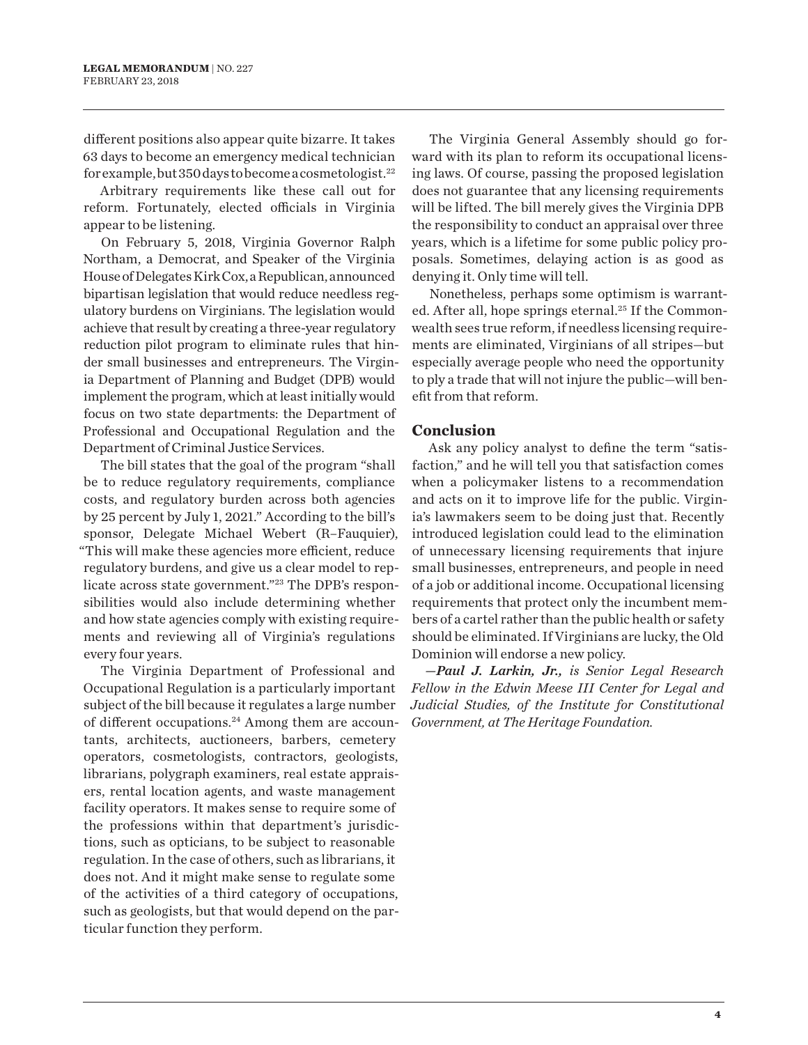different positions also appear quite bizarre. It takes 63 days to become an emergency medical technician for example, but 350 days to become a cosmetologist.[22]

Arbitrary requirements like these call out for reform. Fortunately, elected officials in Virginia appear to be listening.

On February 5, 2018, Virginia Governor Ralph Northam, a Democrat, and Speaker of the Virginia House of Delegates Kirk Cox, a Republican, announced bipartisan legislation that would reduce needless regulatory burdens on Virginians. The legislation would achieve that result by creating a three-year regulatory reduction pilot program to eliminate rules that hinder small businesses and entrepreneurs. The Virginia Department of Planning and Budget (DPB) would implement the program, which at least initially would focus on two state departments: the Department of Professional and Occupational Regulation and the Department of Criminal Justice Services.

The bill states that the goal of the program "shall be to reduce regulatory requirements, compliance costs, and regulatory burden across both agencies by 25 percent by July 1, 2021." According to the bill's sponsor, Delegate Michael Webert (R–Fauquier), "This will make these agencies more efficient, reduce regulatory burdens, and give us a clear model to replicate across state government."[23] The DPB's responsibilities would also include determining whether and how state agencies comply with existing requirements and reviewing all of Virginia's regulations every four years.

The Virginia Department of Professional and Occupational Regulation is a particularly important subject of the bill because it regulates a large number of different occupations.[24] Among them are accountants, architects, auctioneers, barbers, cemetery operators, cosmetologists, contractors, geologists, librarians, polygraph examiners, real estate appraisers, rental location agents, and waste management facility operators. It makes sense to require some of the professions within that department's jurisdictions, such as opticians, to be subject to reasonable regulation. In the case of others, such as librarians, it does not. And it might make sense to regulate some of the activities of a third category of occupations, such as geologists, but that would depend on the particular function they perform.

The Virginia General Assembly should go forward with its plan to reform its occupational licensing laws. Of course, passing the proposed legislation does not guarantee that any licensing requirements will be lifted. The bill merely gives the Virginia DPB the responsibility to conduct an appraisal over three years, which is a lifetime for some public policy proposals. Sometimes, delaying action is as good as denying it. Only time will tell.

Nonetheless, perhaps some optimism is warranted. After all, hope springs eternal.[25] If the Commonwealth sees true reform, if needless licensing requirements are eliminated, Virginians of all stripes—but especially average people who need the opportunity to ply a trade that will not injure the public—will benefit from that reform.

## Conclusion

Ask any policy analyst to define the term "satisfaction," and he will tell you that satisfaction comes when a policymaker listens to a recommendation and acts on it to improve life for the public. Virginia's lawmakers seem to be doing just that. Recently introduced legislation could lead to the elimination of unnecessary licensing requirements that injure small businesses, entrepreneurs, and people in need of a job or additional income. Occupational licensing requirements that protect only the incumbent members of a cartel rather than the public health or safety should be eliminated. If Virginians are lucky, the Old Dominion will endorse a new policy.

*—**Paul J. Larkin, Jr.,** is Senior Legal Research Fellow in the Edwin Meese III Center for Legal and Judicial Studies, of the Institute for Constitutional Government, at The Heritage Foundation.*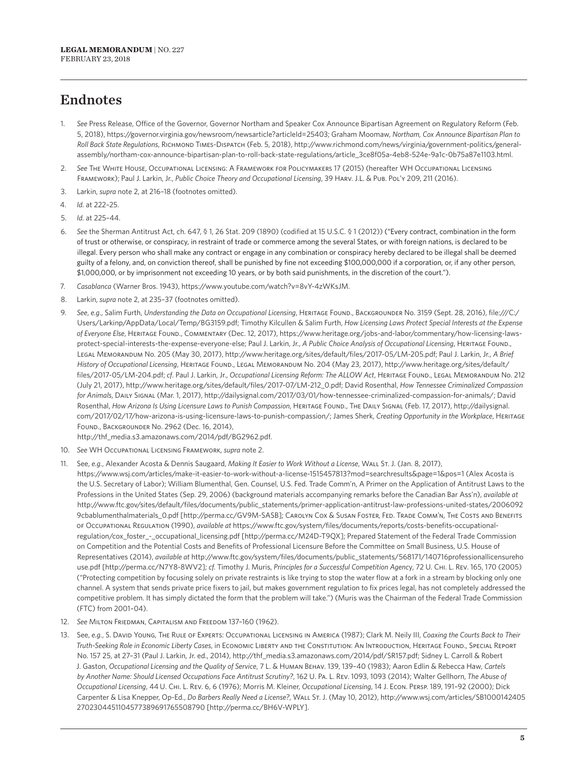## Endnotes

1. *See* Press Release, Office of the Governor, Governor Northam and Speaker Cox Announce Bipartisan Agreement on Regulatory Reform (Feb. 5, 2018), https://governor.virginia.gov/newsroom/newsarticle?articleId=25403; Graham Moomaw, *Northam, Cox Announce Bipartisan Plan to Roll Back State Regulations*, Richmond Times-Dispatch (Feb. 5, 2018), http://www.richmond.com/news/virginia/government-politics/general-assembly/northam-cox-announce-bipartisan-plan-to-roll-back-state-regulations/article_3ce8f05a-4eb8-524e-9a1c-0b75a87e1103.html.
2. *See* The White House, Occupational Licensing: A Framework for Policymakers 17 (2015) (hereafter WH Occupational Licensing Framework); Paul J. Larkin, Jr., *Public Choice Theory and Occupational Licensing*, 39 Harv. J.L. & Pub. Pol'y 209, 211 (2016).
3. Larkin, *supra* note 2, at 216–18 (footnotes omitted).
4. *Id.* at 222–25.
5. *Id.* at 225–44.
6. *See* the Sherman Antitrust Act, ch. 647, § 1, 26 Stat. 209 (1890) (codified at 15 U.S.C. § 1 (2012)) ("Every contract, combination in the form of trust or otherwise, or conspiracy, in restraint of trade or commerce among the several States, or with foreign nations, is declared to be illegal. Every person who shall make any contract or engage in any combination or conspiracy hereby declared to be illegal shall be deemed guilty of a felony, and, on conviction thereof, shall be punished by fine not exceeding $100,000,000 if a corporation, or, if any other person, $1,000,000, or by imprisonment not exceeding 10 years, or by both said punishments, in the discretion of the court.").
7. *Casablanca* (Warner Bros. 1943), https://www.youtube.com/watch?v=8vY-4zWKsJM.
8. Larkin, *supra* note 2, at 235–37 (footnotes omitted).
9. *See*, *e.g.*, Salim Furth, *Understanding the Data on Occupational Licensing*, Heritage Found., Backgrounder No. 3159 (Sept. 28, 2016), file:///C:/Users/Larkinp/AppData/Local/Temp/BG3159.pdf; Timothy Kilcullen & Salim Furth, *How Licensing Laws Protect Special Interests at the Expense of Everyone Else*, Heritage Found., Commentary (Dec. 12, 2017), https://www.heritage.org/jobs-and-labor/commentary/how-licensing-laws-protect-special-interests-the-expense-everyone-else; Paul J. Larkin, Jr., *A Public Choice Analysis of Occupational Licensing*, Heritage Found., Legal Memorandum No. 205 (May 30, 2017), http://www.heritage.org/sites/default/files/2017-05/LM-205.pdf; Paul J. Larkin, Jr., *A Brief History of Occupational Licensing*, Heritage Found., Legal Memorandum No. 204 (May 23, 2017), http://www.heritage.org/sites/default/files/2017-05/LM-204.pdf; *cf*. Paul J. Larkin, Jr., *Occupational Licensing Reform: The ALLOW Act*, Heritage Found., Legal Memorandum No. 212 (July 21, 2017), http://www.heritage.org/sites/default/files/2017-07/LM-212_0.pdf; David Rosenthal, *How Tennessee Criminalized Compassion for Animals*, Daily Signal (Mar. 1, 2017), http://dailysignal.com/2017/03/01/how-tennessee-criminalized-compassion-for-animals/; David Rosenthal, *How Arizona Is Using Licensure Laws to Punish Compassion*, Heritage Found., The Daily Signal (Feb. 17, 2017), http://dailysignal.com/2017/02/17/how-arizona-is-using-licensure-laws-to-punish-compassion/; James Sherk, *Creating Opportunity in the Workplace*, Heritage Found., Backgrounder No. 2962 (Dec. 16, 2014), http://thf_media.s3.amazonaws.com/2014/pdf/BG2962.pdf.
10. *See* WH Occupational Licensing Framework, *supra* note 2.
11. See, *e.g.*, Alexander Acosta & Dennis Saugaard, *Making It Easier to Work Without a License*, Wall St. J. (Jan. 8, 2017), https://www.wsj.com/articles/make-it-easier-to-work-without-a-license-1515457813?mod=searchresults&page=1&pos=1 (Alex Acosta is the U.S. Secretary of Labor); William Blumenthal, Gen. Counsel, U.S. Fed. Trade Comm'n, A Primer on the Application of Antitrust Laws to the Professions in the United States (Sep. 29, 2006) (background materials accompanying remarks before the Canadian Bar Ass'n), *available at* http://www.ftc.gov/sites/default/files/documents/public_statements/primer-application-antitrust-law-professions-united-states/20060929cbablumenthalmaterials_0.pdf [http://perma.cc/GV9M-SASB]; Carolyn Cox & Susan Foster, Fed. Trade Comm'n, The Costs and Benefits of Occupational Regulation (1990), *available at* https://www.ftc.gov/system/files/documents/reports/costs-benefits-occupational-regulation/cox_foster_-_occupational_licensing.pdf [http://perma.cc/M24D-T9QX]; Prepared Statement of the Federal Trade Commission on Competition and the Potential Costs and Benefits of Professional Licensure Before the Committee on Small Business, U.S. House of Representatives (2014), *available at* http://www.ftc.gov/system/files/documents/public_statements/568171/140716professionallicensurehouse.pdf [http://perma.cc/N7Y8-8WV2]; *cf.* Timothy J. Muris, *Principles for a Successful Competition Agency*, 72 U. Chi. L. Rev. 165, 170 (2005) ("Protecting competition by focusing solely on private restraints is like trying to stop the water flow at a fork in a stream by blocking only one channel. A system that sends private price fixers to jail, but makes government regulation to fix prices legal, has not completely addressed the competitive problem. It has simply dictated the form that the problem will take.") (Muris was the Chairman of the Federal Trade Commission (FTC) from 2001–04).
12. *See* Milton Friedman, Capitalism and Freedom 137–160 (1962).
13. See, *e.g.*, S. David Young, The Rule of Experts: Occupational Licensing in America (1987); Clark M. Neily III, *Coaxing the Courts Back to Their Truth-Seeking Role in Economic Liberty Cases*, in Economic Liberty and the Constitution: An Introduction, Heritage Found., Special Report No. 157 25, at 27–31 (Paul J. Larkin, Jr. ed., 2014), http://thf_media.s3.amazonaws.com/2014/pdf/SR157.pdf; Sidney L. Carroll & Robert J. Gaston, *Occupational Licensing and the Quality of Service*, 7 L. & Human Behav. 139, 139–40 (1983); Aaron Edlin & Rebecca Haw, *Cartels by Another Name: Should Licensed Occupations Face Antitrust Scrutiny?*, 162 U. Pa. L. Rev. 1093, 1093 (2014); Walter Gellhorn, *The Abuse of Occupational Licensing*, 44 U. Chi. L. Rev. 6, 6 (1976); Morris M. Kleiner, *Occupational Licensing*, 14 J. Econ. Persp. 189, 191–92 (2000); Dick Carpenter & Lisa Knepper, Op-Ed., *Do Barbers Really Need a License?*, Wall St. J. (May 10, 2012), http://www.wsj.com/articles/SB10001424052702304451104577389691765508790 [http://perma.cc/BH6V-WPLY].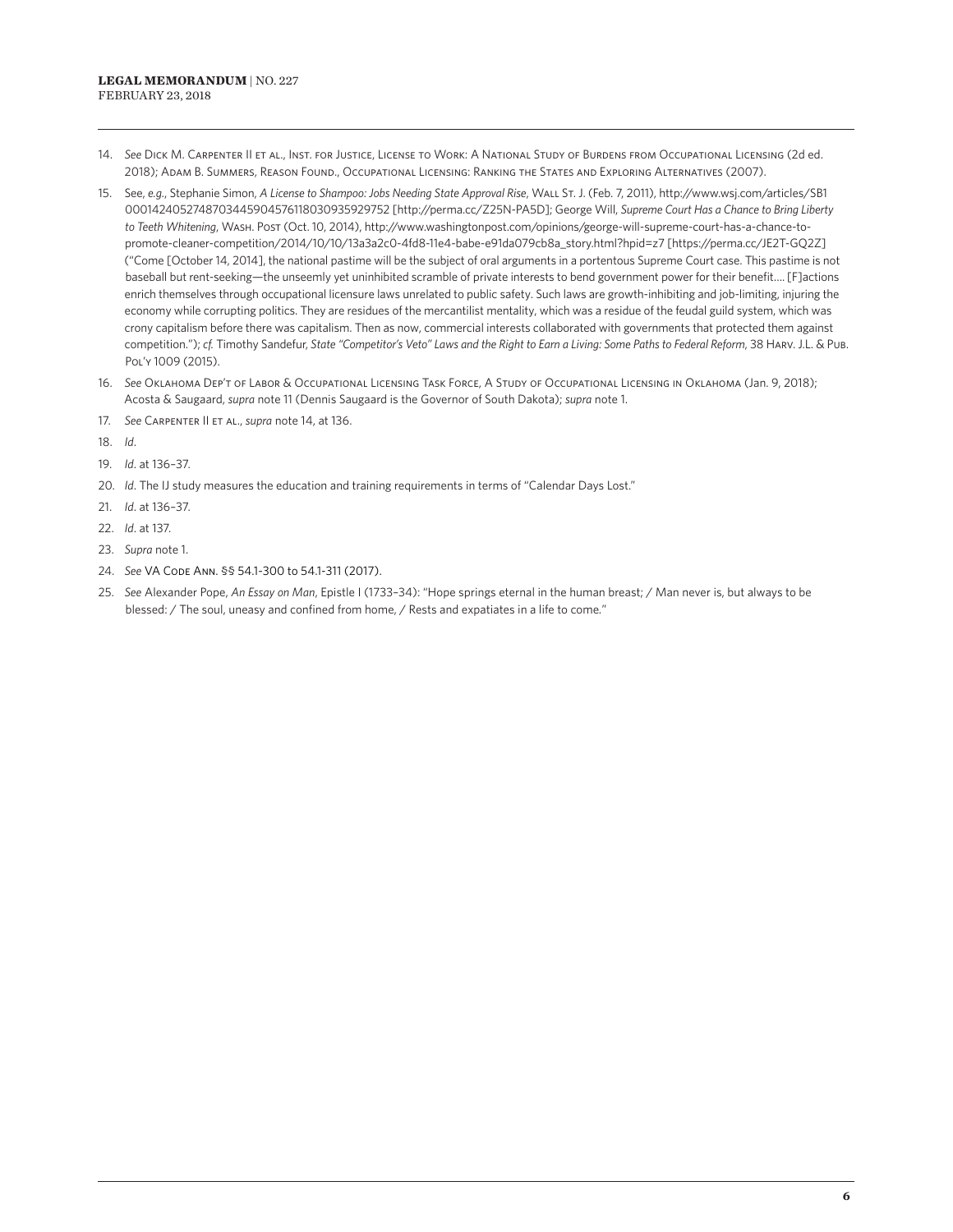14. *See* Dick M. Carpenter II et al., Inst. for Justice, License to Work: A National Study of Burdens from Occupational Licensing (2d ed. 2018); Adam B. Summers, Reason Found., Occupational Licensing: Ranking the States and Exploring Alternatives (2007).

15. See, *e.g.*, Stephanie Simon, *A License to Shampoo: Jobs Needing State Approval Rise*, Wall St. J. (Feb. 7, 2011), http://www.wsj.com/articles/SB10001424052748703445904576118030935929752 [http://perma.cc/Z25N-PA5D]; George Will, *Supreme Court Has a Chance to Bring Liberty to Teeth Whitening*, Wash. Post (Oct. 10, 2014), http://www.washingtonpost.com/opinions/george-will-supreme-court-has-a-chance-to-promote-cleaner-competition/2014/10/10/13a3a2c0-4fd8-11e4-babe-e91da079cb8a_story.html?hpid=z7 [https://perma.cc/JE2T-GQ2Z] ("Come [October 14, 2014], the national pastime will be the subject of oral arguments in a portentous Supreme Court case. This pastime is not baseball but rent-seeking—the unseemly yet uninhibited scramble of private interests to bend government power for their benefit.... [F]actions enrich themselves through occupational licensure laws unrelated to public safety. Such laws are growth-inhibiting and job-limiting, injuring the economy while corrupting politics. They are residues of the mercantilist mentality, which was a residue of the feudal guild system, which was crony capitalism before there was capitalism. Then as now, commercial interests collaborated with governments that protected them against competition."); *cf.* Timothy Sandefur, *State "Competitor's Veto" Laws and the Right to Earn a Living: Some Paths to Federal Reform*, 38 Harv. J.L. & Pub. Pol'y 1009 (2015).

16. *See* Oklahoma Dep't of Labor & Occupational Licensing Task Force, A Study of Occupational Licensing in Oklahoma (Jan. 9, 2018); Acosta & Saugaard, *supra* note 11 (Dennis Saugaard is the Governor of South Dakota); *supra* note 1.

17. *See* Carpenter II et al., *supra* note 14, at 136.

18. *Id*.

19. *Id*. at 136–37.

20. *Id*. The IJ study measures the education and training requirements in terms of "Calendar Days Lost."

21. *Id*. at 136–37.

22. *Id*. at 137.

23. *Supra* note 1.

24. *See* VA Code Ann. §§ 54.1-300 to 54.1-311 (2017).

25. *See* Alexander Pope, *An Essay on Man*, Epistle I (1733–34): "Hope springs eternal in the human breast; / Man never is, but always to be blessed: / The soul, uneasy and confined from home, / Rests and expatiates in a life to come."